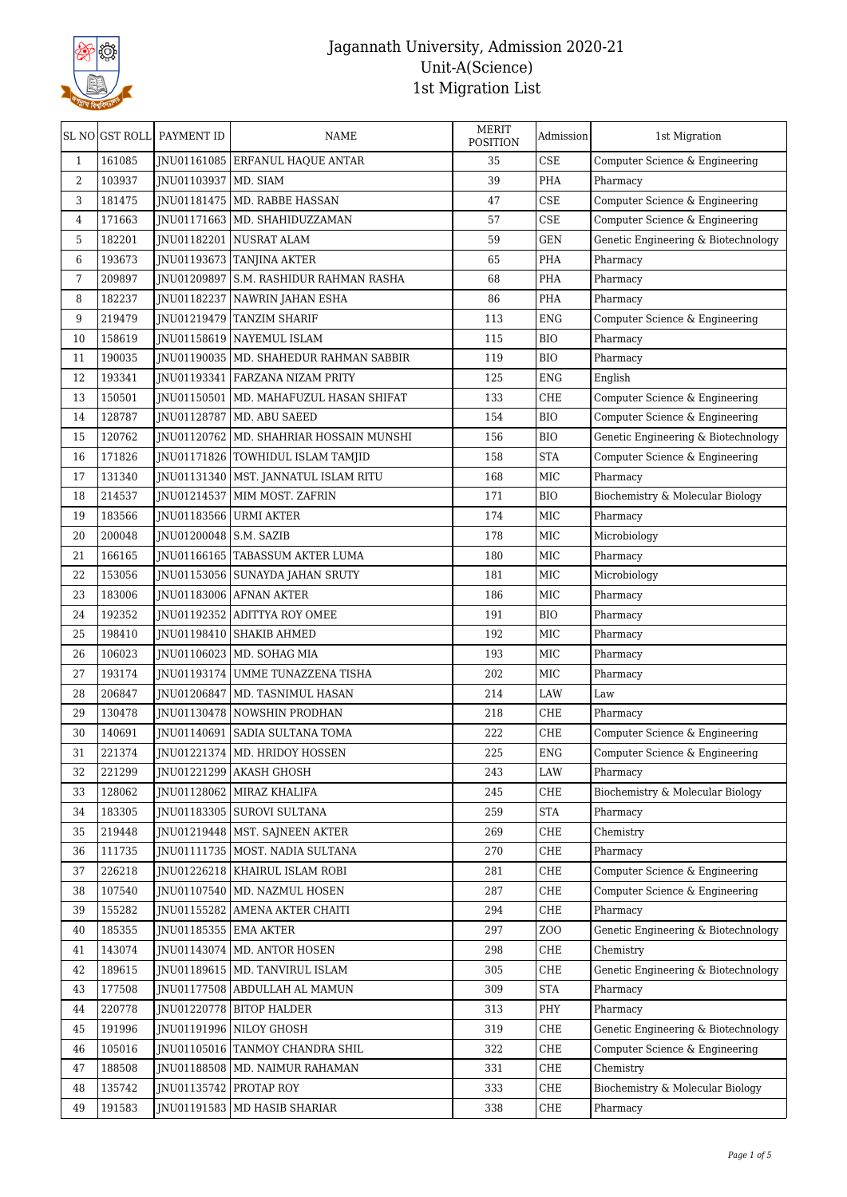# Jagannath University, Admission 2020-21
## Unit-A(Science)
## 1st Migration List

| SL NO | GST ROLL | PAYMENT ID | NAME | MERIT POSITION | Admission | 1st Migration |
|---|---|---|---|---|---|---|
| 1 | 161085 | JNU01161085 | ERFANUL HAQUE ANTAR | 35 | CSE | Computer Science & Engineering |
| 2 | 103937 | JNU01103937 | MD. SIAM | 39 | PHA | Pharmacy |
| 3 | 181475 | JNU01181475 | MD. RABBE HASSAN | 47 | CSE | Computer Science & Engineering |
| 4 | 171663 | JNU01171663 | MD. SHAHIDUZZAMAN | 57 | CSE | Computer Science & Engineering |
| 5 | 182201 | JNU01182201 | NUSRAT ALAM | 59 | GEN | Genetic Engineering & Biotechnology |
| 6 | 193673 | JNU01193673 | TANJINA AKTER | 65 | PHA | Pharmacy |
| 7 | 209897 | JNU01209897 | S.M. RASHIDUR RAHMAN RASHA | 68 | PHA | Pharmacy |
| 8 | 182237 | JNU01182237 | NAWRIN JAHAN ESHA | 86 | PHA | Pharmacy |
| 9 | 219479 | JNU01219479 | TANZIM SHARIF | 113 | ENG | Computer Science & Engineering |
| 10 | 158619 | JNU01158619 | NAYEMUL ISLAM | 115 | BIO | Pharmacy |
| 11 | 190035 | JNU01190035 | MD. SHAHEDUR RAHMAN SABBIR | 119 | BIO | Pharmacy |
| 12 | 193341 | JNU01193341 | FARZANA NIZAM PRITY | 125 | ENG | English |
| 13 | 150501 | JNU01150501 | MD. MAHAFUZUL HASAN SHIFAT | 133 | CHE | Computer Science & Engineering |
| 14 | 128787 | JNU01128787 | MD. ABU SAEED | 154 | BIO | Computer Science & Engineering |
| 15 | 120762 | JNU01120762 | MD. SHAHRIAR HOSSAIN MUNSHI | 156 | BIO | Genetic Engineering & Biotechnology |
| 16 | 171826 | JNU01171826 | TOWHIDUL ISLAM TAMJID | 158 | STA | Computer Science & Engineering |
| 17 | 131340 | JNU01131340 | MST. JANNATUL ISLAM RITU | 168 | MIC | Pharmacy |
| 18 | 214537 | JNU01214537 | MIM MOST. ZAFRIN | 171 | BIO | Biochemistry & Molecular Biology |
| 19 | 183566 | JNU01183566 | URMI AKTER | 174 | MIC | Pharmacy |
| 20 | 200048 | JNU01200048 | S.M. SAZIB | 178 | MIC | Microbiology |
| 21 | 166165 | JNU01166165 | TABASSUM AKTER LUMA | 180 | MIC | Pharmacy |
| 22 | 153056 | JNU01153056 | SUNAYDA JAHAN SRUTY | 181 | MIC | Microbiology |
| 23 | 183006 | JNU01183006 | AFNAN AKTER | 186 | MIC | Pharmacy |
| 24 | 192352 | JNU01192352 | ADITTYA ROY OMEE | 191 | BIO | Pharmacy |
| 25 | 198410 | JNU01198410 | SHAKIB AHMED | 192 | MIC | Pharmacy |
| 26 | 106023 | JNU01106023 | MD. SOHAG MIA | 193 | MIC | Pharmacy |
| 27 | 193174 | JNU01193174 | UMME TUNAZZENA TISHA | 202 | MIC | Pharmacy |
| 28 | 206847 | JNU01206847 | MD. TASNIMUL HASAN | 214 | LAW | Law |
| 29 | 130478 | JNU01130478 | NOWSHIN PRODHAN | 218 | CHE | Pharmacy |
| 30 | 140691 | JNU01140691 | SADIA SULTANA TOMA | 222 | CHE | Computer Science & Engineering |
| 31 | 221374 | JNU01221374 | MD. HRIDOY HOSSEN | 225 | ENG | Computer Science & Engineering |
| 32 | 221299 | JNU01221299 | AKASH GHOSH | 243 | LAW | Pharmacy |
| 33 | 128062 | JNU01128062 | MIRAZ KHALIFA | 245 | CHE | Biochemistry & Molecular Biology |
| 34 | 183305 | JNU01183305 | SUROVI SULTANA | 259 | STA | Pharmacy |
| 35 | 219448 | JNU01219448 | MST. SAJNEEN AKTER | 269 | CHE | Chemistry |
| 36 | 111735 | JNU01111735 | MOST. NADIA SULTANA | 270 | CHE | Pharmacy |
| 37 | 226218 | JNU01226218 | KHAIRUL ISLAM ROBI | 281 | CHE | Computer Science & Engineering |
| 38 | 107540 | JNU01107540 | MD. NAZMUL HOSEN | 287 | CHE | Computer Science & Engineering |
| 39 | 155282 | JNU01155282 | AMENA AKTER CHAITI | 294 | CHE | Pharmacy |
| 40 | 185355 | JNU01185355 | EMA AKTER | 297 | ZOO | Genetic Engineering & Biotechnology |
| 41 | 143074 | JNU01143074 | MD. ANTOR HOSEN | 298 | CHE | Chemistry |
| 42 | 189615 | JNU01189615 | MD. TANVIRUL ISLAM | 305 | CHE | Genetic Engineering & Biotechnology |
| 43 | 177508 | JNU01177508 | ABDULLAH AL MAMUN | 309 | STA | Pharmacy |
| 44 | 220778 | JNU01220778 | BITOP HALDER | 313 | PHY | Pharmacy |
| 45 | 191996 | JNU01191996 | NILOY GHOSH | 319 | CHE | Genetic Engineering & Biotechnology |
| 46 | 105016 | JNU01105016 | TANMOY CHANDRA SHIL | 322 | CHE | Computer Science & Engineering |
| 47 | 188508 | JNU01188508 | MD. NAIMUR RAHAMAN | 331 | CHE | Chemistry |
| 48 | 135742 | JNU01135742 | PROTAP ROY | 333 | CHE | Biochemistry & Molecular Biology |
| 49 | 191583 | JNU01191583 | MD HASIB SHARIAR | 338 | CHE | Pharmacy |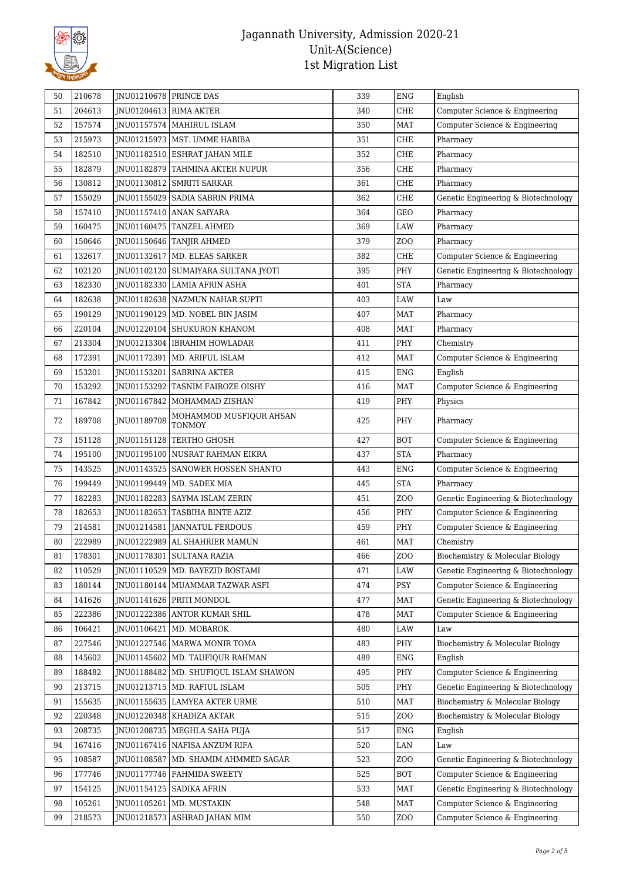# Jagannath University, Admission 2020-21
## Unit-A(Science)
## 1st Migration List

| 50 | 210678 | JNU01210678 | PRINCE DAS | 339 | ENG | English |
|---|---|---|---|---|---|---|
| 51 | 204613 | JNU01204613 | RIMA AKTER | 340 | CHE | Computer Science & Engineering |
| 52 | 157574 | JNU01157574 | MAHIRUL ISLAM | 350 | MAT | Computer Science & Engineering |
| 53 | 215973 | JNU01215973 | MST. UMME HABIBA | 351 | CHE | Pharmacy |
| 54 | 182510 | JNU01182510 | ESHRAT JAHAN MILE | 352 | CHE | Pharmacy |
| 55 | 182879 | JNU01182879 | TAHMINA AKTER NUPUR | 356 | CHE | Pharmacy |
| 56 | 130812 | JNU01130812 | SMRITI SARKAR | 361 | CHE | Pharmacy |
| 57 | 155029 | JNU01155029 | SADIA SABRIN PRIMA | 362 | CHE | Genetic Engineering & Biotechnology |
| 58 | 157410 | JNU01157410 | ANAN SAIYARA | 364 | GEO | Pharmacy |
| 59 | 160475 | JNU01160475 | TANZEL AHMED | 369 | LAW | Pharmacy |
| 60 | 150646 | JNU01150646 | TANJIR AHMED | 379 | ZOO | Pharmacy |
| 61 | 132617 | JNU01132617 | MD. ELEAS SARKER | 382 | CHE | Computer Science & Engineering |
| 62 | 102120 | JNU01102120 | SUMAIYARA SULTANA JYOTI | 395 | PHY | Genetic Engineering & Biotechnology |
| 63 | 182330 | JNU01182330 | LAMIA AFRIN ASHA | 401 | STA | Pharmacy |
| 64 | 182638 | JNU01182638 | NAZMUN NAHAR SUPTI | 403 | LAW | Law |
| 65 | 190129 | JNU01190129 | MD. NOBEL BIN JASIM | 407 | MAT | Pharmacy |
| 66 | 220104 | JNU01220104 | SHUKURON KHANOM | 408 | MAT | Pharmacy |
| 67 | 213304 | JNU01213304 | IBRAHIM HOWLADAR | 411 | PHY | Chemistry |
| 68 | 172391 | JNU01172391 | MD. ARIFUL ISLAM | 412 | MAT | Computer Science & Engineering |
| 69 | 153201 | JNU01153201 | SABRINA AKTER | 415 | ENG | English |
| 70 | 153292 | JNU01153292 | TASNIM FAIROZE OISHY | 416 | MAT | Computer Science & Engineering |
| 71 | 167842 | JNU01167842 | MOHAMMAD ZISHAN | 419 | PHY | Physics |
| 72 | 189708 | JNU01189708 | MOHAMMOD MUSFIQUR AHSAN TONMOY | 425 | PHY | Pharmacy |
| 73 | 151128 | JNU01151128 | TERTHO GHOSH | 427 | BOT | Computer Science & Engineering |
| 74 | 195100 | JNU01195100 | NUSRAT RAHMAN EIKRA | 437 | STA | Pharmacy |
| 75 | 143525 | JNU01143525 | SANOWER HOSSEN SHANTO | 443 | ENG | Computer Science & Engineering |
| 76 | 199449 | JNU01199449 | MD. SADEK MIA | 445 | STA | Pharmacy |
| 77 | 182283 | JNU01182283 | SAYMA ISLAM ZERIN | 451 | ZOO | Genetic Engineering & Biotechnology |
| 78 | 182653 | JNU01182653 | TASBIHA BINTE AZIZ | 456 | PHY | Computer Science & Engineering |
| 79 | 214581 | JNU01214581 | JANNATUL FERDOUS | 459 | PHY | Computer Science & Engineering |
| 80 | 222989 | JNU01222989 | AL SHAHRIER MAMUN | 461 | MAT | Chemistry |
| 81 | 178301 | JNU01178301 | SULTANA RAZIA | 466 | ZOO | Biochemistry & Molecular Biology |
| 82 | 110529 | JNU01110529 | MD. BAYEZID BOSTAMI | 471 | LAW | Genetic Engineering & Biotechnology |
| 83 | 180144 | JNU01180144 | MUAMMAR TAZWAR ASFI | 474 | PSY | Computer Science & Engineering |
| 84 | 141626 | JNU01141626 | PRITI MONDOL | 477 | MAT | Genetic Engineering & Biotechnology |
| 85 | 222386 | JNU01222386 | ANTOR KUMAR SHIL | 478 | MAT | Computer Science & Engineering |
| 86 | 106421 | JNU01106421 | MD. MOBAROK | 480 | LAW | Law |
| 87 | 227546 | JNU01227546 | MARWA MONIR TOMA | 483 | PHY | Biochemistry & Molecular Biology |
| 88 | 145602 | JNU01145602 | MD. TAUFIQUR RAHMAN | 489 | ENG | English |
| 89 | 188482 | JNU01188482 | MD. SHUFIQUL ISLAM SHAWON | 495 | PHY | Computer Science & Engineering |
| 90 | 213715 | JNU01213715 | MD. RAFIUL ISLAM | 505 | PHY | Genetic Engineering & Biotechnology |
| 91 | 155635 | JNU01155635 | LAMYEA AKTER URME | 510 | MAT | Biochemistry & Molecular Biology |
| 92 | 220348 | JNU01220348 | KHADIZA AKTAR | 515 | ZOO | Biochemistry & Molecular Biology |
| 93 | 208735 | JNU01208735 | MEGHLA SAHA PUJA | 517 | ENG | English |
| 94 | 167416 | JNU01167416 | NAFISA ANZUM RIFA | 520 | LAN | Law |
| 95 | 108587 | JNU01108587 | MD. SHAMIM AHMMED SAGAR | 523 | ZOO | Genetic Engineering & Biotechnology |
| 96 | 177746 | JNU01177746 | FAHMIDA SWEETY | 525 | BOT | Computer Science & Engineering |
| 97 | 154125 | JNU01154125 | SADIKA AFRIN | 533 | MAT | Genetic Engineering & Biotechnology |
| 98 | 105261 | JNU01105261 | MD. MUSTAKIN | 548 | MAT | Computer Science & Engineering |
| 99 | 218573 | JNU01218573 | ASHRAD JAHAN MIM | 550 | ZOO | Computer Science & Engineering |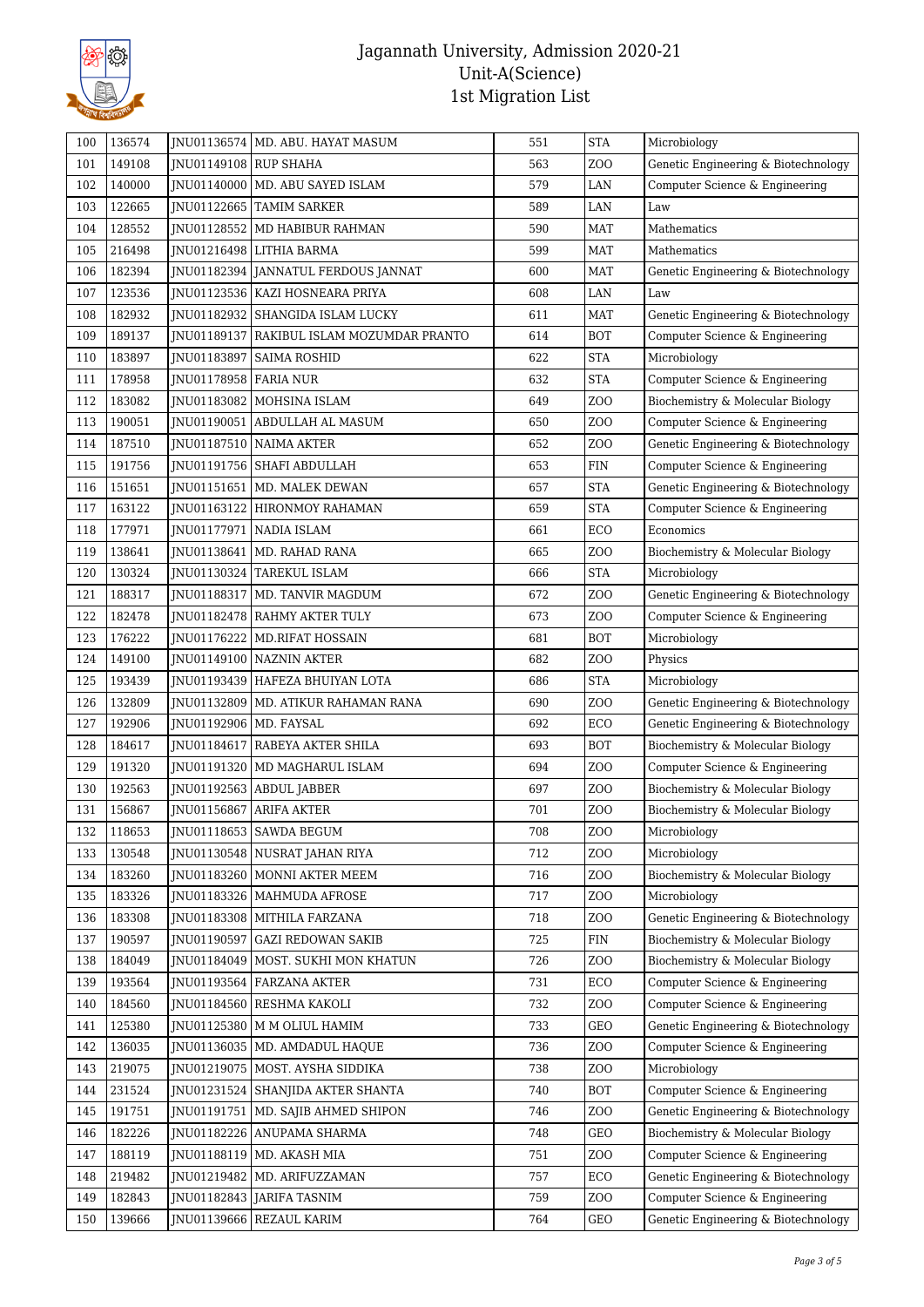# Jagannath University, Admission 2020-21
## Unit-A(Science)
## 1st Migration List

| | | | | | | |
|---|---|---|---|---|---|---|
| 100 | 136574 | JNU01136574 | MD. ABU. HAYAT MASUM | 551 | STA | Microbiology |
| 101 | 149108 | JNU01149108 | RUP SHAHA | 563 | ZOO | Genetic Engineering & Biotechnology |
| 102 | 140000 | JNU01140000 | MD. ABU SAYED ISLAM | 579 | LAN | Computer Science & Engineering |
| 103 | 122665 | JNU01122665 | TAMIM SARKER | 589 | LAN | Law |
| 104 | 128552 | JNU01128552 | MD HABIBUR RAHMAN | 590 | MAT | Mathematics |
| 105 | 216498 | JNU01216498 | LITHIA BARMA | 599 | MAT | Mathematics |
| 106 | 182394 | JNU01182394 | JANNATUL FERDOUS JANNAT | 600 | MAT | Genetic Engineering & Biotechnology |
| 107 | 123536 | JNU01123536 | KAZI HOSNEARA PRIYA | 608 | LAN | Law |
| 108 | 182932 | JNU01182932 | SHANGIDA ISLAM LUCKY | 611 | MAT | Genetic Engineering & Biotechnology |
| 109 | 189137 | JNU01189137 | RAKIBUL ISLAM MOZUMDAR PRANTO | 614 | BOT | Computer Science & Engineering |
| 110 | 183897 | JNU01183897 | SAIMA ROSHID | 622 | STA | Microbiology |
| 111 | 178958 | JNU01178958 | FARIA NUR | 632 | STA | Computer Science & Engineering |
| 112 | 183082 | JNU01183082 | MOHSINA ISLAM | 649 | ZOO | Biochemistry & Molecular Biology |
| 113 | 190051 | JNU01190051 | ABDULLAH AL MASUM | 650 | ZOO | Computer Science & Engineering |
| 114 | 187510 | JNU01187510 | NAIMA AKTER | 652 | ZOO | Genetic Engineering & Biotechnology |
| 115 | 191756 | JNU01191756 | SHAFI ABDULLAH | 653 | FIN | Computer Science & Engineering |
| 116 | 151651 | JNU01151651 | MD. MALEK DEWAN | 657 | STA | Genetic Engineering & Biotechnology |
| 117 | 163122 | JNU01163122 | HIRONMOY RAHAMAN | 659 | STA | Computer Science & Engineering |
| 118 | 177971 | JNU01177971 | NADIA ISLAM | 661 | ECO | Economics |
| 119 | 138641 | JNU01138641 | MD. RAHAD RANA | 665 | ZOO | Biochemistry & Molecular Biology |
| 120 | 130324 | JNU01130324 | TAREKUL ISLAM | 666 | STA | Microbiology |
| 121 | 188317 | JNU01188317 | MD. TANVIR MAGDUM | 672 | ZOO | Genetic Engineering & Biotechnology |
| 122 | 182478 | JNU01182478 | RAHMY AKTER TULY | 673 | ZOO | Computer Science & Engineering |
| 123 | 176222 | JNU01176222 | MD.RIFAT HOSSAIN | 681 | BOT | Microbiology |
| 124 | 149100 | JNU01149100 | NAZNIN AKTER | 682 | ZOO | Physics |
| 125 | 193439 | JNU01193439 | HAFEZA BHUIYAN LOTA | 686 | STA | Microbiology |
| 126 | 132809 | JNU01132809 | MD. ATIKUR RAHAMAN RANA | 690 | ZOO | Genetic Engineering & Biotechnology |
| 127 | 192906 | JNU01192906 | MD. FAYSAL | 692 | ECO | Genetic Engineering & Biotechnology |
| 128 | 184617 | JNU01184617 | RABEYA AKTER SHILA | 693 | BOT | Biochemistry & Molecular Biology |
| 129 | 191320 | JNU01191320 | MD MAGHARUL ISLAM | 694 | ZOO | Computer Science & Engineering |
| 130 | 192563 | JNU01192563 | ABDUL JABBER | 697 | ZOO | Biochemistry & Molecular Biology |
| 131 | 156867 | JNU01156867 | ARIFA AKTER | 701 | ZOO | Biochemistry & Molecular Biology |
| 132 | 118653 | JNU01118653 | SAWDA BEGUM | 708 | ZOO | Microbiology |
| 133 | 130548 | JNU01130548 | NUSRAT JAHAN RIYA | 712 | ZOO | Microbiology |
| 134 | 183260 | JNU01183260 | MONNI AKTER MEEM | 716 | ZOO | Biochemistry & Molecular Biology |
| 135 | 183326 | JNU01183326 | MAHMUDA AFROSE | 717 | ZOO | Microbiology |
| 136 | 183308 | JNU01183308 | MITHILA FARZANA | 718 | ZOO | Genetic Engineering & Biotechnology |
| 137 | 190597 | JNU01190597 | GAZI REDOWAN SAKIB | 725 | FIN | Biochemistry & Molecular Biology |
| 138 | 184049 | JNU01184049 | MOST. SUKHI MON KHATUN | 726 | ZOO | Biochemistry & Molecular Biology |
| 139 | 193564 | JNU01193564 | FARZANA AKTER | 731 | ECO | Computer Science & Engineering |
| 140 | 184560 | JNU01184560 | RESHMA KAKOLI | 732 | ZOO | Computer Science & Engineering |
| 141 | 125380 | JNU01125380 | M M OLIUL HAMIM | 733 | GEO | Genetic Engineering & Biotechnology |
| 142 | 136035 | JNU01136035 | MD. AMDADUL HAQUE | 736 | ZOO | Computer Science & Engineering |
| 143 | 219075 | JNU01219075 | MOST. AYSHA SIDDIKA | 738 | ZOO | Microbiology |
| 144 | 231524 | JNU01231524 | SHANJIDA AKTER SHANTA | 740 | BOT | Computer Science & Engineering |
| 145 | 191751 | JNU01191751 | MD. SAJIB AHMED SHIPON | 746 | ZOO | Genetic Engineering & Biotechnology |
| 146 | 182226 | JNU01182226 | ANUPAMA SHARMA | 748 | GEO | Biochemistry & Molecular Biology |
| 147 | 188119 | JNU01188119 | MD. AKASH MIA | 751 | ZOO | Computer Science & Engineering |
| 148 | 219482 | JNU01219482 | MD. ARIFUZZAMAN | 757 | ECO | Genetic Engineering & Biotechnology |
| 149 | 182843 | JNU01182843 | JARIFA TASNIM | 759 | ZOO | Computer Science & Engineering |
| 150 | 139666 | JNU01139666 | REZAUL KARIM | 764 | GEO | Genetic Engineering & Biotechnology |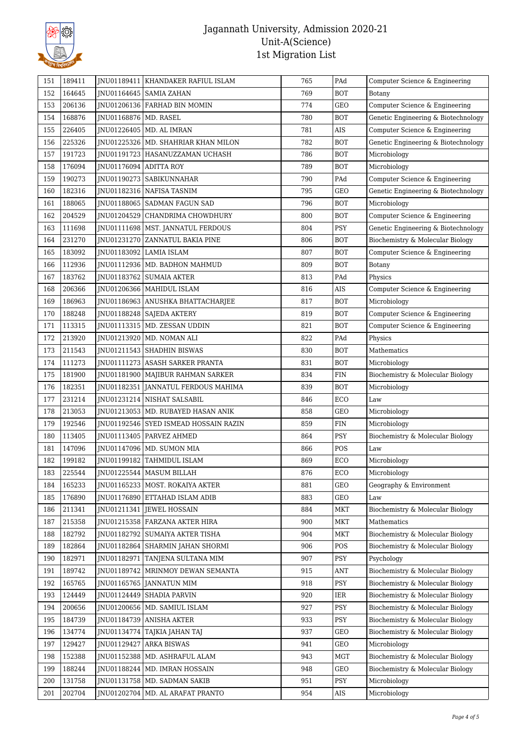# Jagannath University, Admission 2020-21
## Unit-A(Science)
## 1st Migration List

| 151 | 189411 | JNU01189411 | KHANDAKER RAFIUL ISLAM | 765 | PAd | Computer Science & Engineering |
|---|---|---|---|---|---|---|
| 152 | 164645 | JNU01164645 | SAMIA ZAHAN | 769 | BOT | Botany |
| 153 | 206136 | JNU01206136 | FARHAD BIN MOMIN | 774 | GEO | Computer Science & Engineering |
| 154 | 168876 | JNU01168876 | MD. RASEL | 780 | BOT | Genetic Engineering & Biotechnology |
| 155 | 226405 | JNU01226405 | MD. AL IMRAN | 781 | AIS | Computer Science & Engineering |
| 156 | 225326 | JNU01225326 | MD. SHAHRIAR KHAN MILON | 782 | BOT | Genetic Engineering & Biotechnology |
| 157 | 191723 | JNU01191723 | HASANUZZAMAN UCHASH | 786 | BOT | Microbiology |
| 158 | 176094 | JNU01176094 | ADITTA ROY | 789 | BOT | Microbiology |
| 159 | 190273 | JNU01190273 | SABIKUNNAHAR | 790 | PAd | Computer Science & Engineering |
| 160 | 182316 | JNU01182316 | NAFISA TASNIM | 795 | GEO | Genetic Engineering & Biotechnology |
| 161 | 188065 | JNU01188065 | SADMAN FAGUN SAD | 796 | BOT | Microbiology |
| 162 | 204529 | JNU01204529 | CHANDRIMA CHOWDHURY | 800 | BOT | Computer Science & Engineering |
| 163 | 111698 | JNU01111698 | MST. JANNATUL FERDOUS | 804 | PSY | Genetic Engineering & Biotechnology |
| 164 | 231270 | JNU01231270 | ZANNATUL BAKIA PINE | 806 | BOT | Biochemistry & Molecular Biology |
| 165 | 183092 | JNU01183092 | LAMIA ISLAM | 807 | BOT | Computer Science & Engineering |
| 166 | 112936 | JNU01112936 | MD. BADHON MAHMUD | 809 | BOT | Botany |
| 167 | 183762 | JNU01183762 | SUMAIA AKTER | 813 | PAd | Physics |
| 168 | 206366 | JNU01206366 | MAHIDUL ISLAM | 816 | AIS | Computer Science & Engineering |
| 169 | 186963 | JNU01186963 | ANUSHKA BHATTACHARJEE | 817 | BOT | Microbiology |
| 170 | 188248 | JNU01188248 | SAJEDA AKTERY | 819 | BOT | Computer Science & Engineering |
| 171 | 113315 | JNU01113315 | MD. ZESSAN UDDIN | 821 | BOT | Computer Science & Engineering |
| 172 | 213920 | JNU01213920 | MD. NOMAN ALI | 822 | PAd | Physics |
| 173 | 211543 | JNU01211543 | SHADHIN BISWAS | 830 | BOT | Mathematics |
| 174 | 111273 | JNU01111273 | ASASH SARKER PRANTA | 831 | BOT | Microbiology |
| 175 | 181900 | JNU01181900 | MAJIBUR RAHMAN SARKER | 834 | FIN | Biochemistry & Molecular Biology |
| 176 | 182351 | JNU01182351 | JANNATUL FERDOUS MAHIMA | 839 | BOT | Microbiology |
| 177 | 231214 | JNU01231214 | NISHAT SALSABIL | 846 | ECO | Law |
| 178 | 213053 | JNU01213053 | MD. RUBAYED HASAN ANIK | 858 | GEO | Microbiology |
| 179 | 192546 | JNU01192546 | SYED ISMEAD HOSSAIN RAZIN | 859 | FIN | Microbiology |
| 180 | 113405 | JNU01113405 | PARVEZ AHMED | 864 | PSY | Biochemistry & Molecular Biology |
| 181 | 147096 | JNU01147096 | MD. SUMON MIA | 866 | POS | Law |
| 182 | 199182 | JNU01199182 | TAHMIDUL ISLAM | 869 | ECO | Microbiology |
| 183 | 225544 | JNU01225544 | MASUM BILLAH | 876 | ECO | Microbiology |
| 184 | 165233 | JNU01165233 | MOST. ROKAIYA AKTER | 881 | GEO | Geography & Environment |
| 185 | 176890 | JNU01176890 | ETTAHAD ISLAM ADIB | 883 | GEO | Law |
| 186 | 211341 | JNU01211341 | JEWEL HOSSAIN | 884 | MKT | Biochemistry & Molecular Biology |
| 187 | 215358 | JNU01215358 | FARZANA AKTER HIRA | 900 | MKT | Mathematics |
| 188 | 182792 | JNU01182792 | SUMAIYA AKTER TISHA | 904 | MKT | Biochemistry & Molecular Biology |
| 189 | 182864 | JNU01182864 | SHARMIN JAHAN SHORMI | 906 | POS | Biochemistry & Molecular Biology |
| 190 | 182971 | JNU01182971 | TANJENA SULTANA MIM | 907 | PSY | Psychology |
| 191 | 189742 | JNU01189742 | MRINMOY DEWAN SEMANTA | 915 | ANT | Biochemistry & Molecular Biology |
| 192 | 165765 | JNU01165765 | JANNATUN MIM | 918 | PSY | Biochemistry & Molecular Biology |
| 193 | 124449 | JNU01124449 | SHADIA PARVIN | 920 | IER | Biochemistry & Molecular Biology |
| 194 | 200656 | JNU01200656 | MD. SAMIUL ISLAM | 927 | PSY | Biochemistry & Molecular Biology |
| 195 | 184739 | JNU01184739 | ANISHA AKTER | 933 | PSY | Biochemistry & Molecular Biology |
| 196 | 134774 | JNU01134774 | TAJKIA JAHAN TAJ | 937 | GEO | Biochemistry & Molecular Biology |
| 197 | 129427 | JNU01129427 | ARKA BISWAS | 941 | GEO | Microbiology |
| 198 | 152388 | JNU01152388 | MD. ASHRAFUL ALAM | 943 | MGT | Biochemistry & Molecular Biology |
| 199 | 188244 | JNU01188244 | MD. IMRAN HOSSAIN | 948 | GEO | Biochemistry & Molecular Biology |
| 200 | 131758 | JNU01131758 | MD. SADMAN SAKIB | 951 | PSY | Microbiology |
| 201 | 202704 | JNU01202704 | MD. AL ARAFAT PRANTO | 954 | AIS | Microbiology |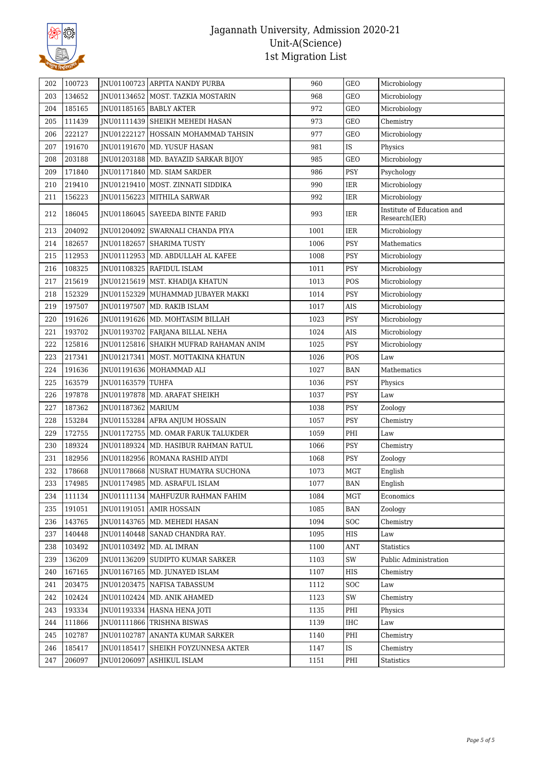# Jagannath University, Admission 2020-21
## Unit-A(Science)
## 1st Migration List

| | | | | | | |
|---|---|---|---|---|---|---|
| 202 | 100723 | JNU01100723 | ARPITA NANDY PURBA | 960 | GEO | Microbiology |
| 203 | 134652 | JNU01134652 | MOST. TAZKIA MOSTARIN | 968 | GEO | Microbiology |
| 204 | 185165 | JNU01185165 | BABLY AKTER | 972 | GEO | Microbiology |
| 205 | 111439 | JNU01111439 | SHEIKH MEHEDI HASAN | 973 | GEO | Chemistry |
| 206 | 222127 | JNU01222127 | HOSSAIN MOHAMMAD TAHSIN | 977 | GEO | Microbiology |
| 207 | 191670 | JNU01191670 | MD. YUSUF HASAN | 981 | IS | Physics |
| 208 | 203188 | JNU01203188 | MD. BAYAZID SARKAR BIJOY | 985 | GEO | Microbiology |
| 209 | 171840 | JNU01171840 | MD. SIAM SARDER | 986 | PSY | Psychology |
| 210 | 219410 | JNU01219410 | MOST. ZINNATI SIDDIKA | 990 | IER | Microbiology |
| 211 | 156223 | JNU01156223 | MITHILA SARWAR | 992 | IER | Microbiology |
| 212 | 186045 | JNU01186045 | SAYEEDA BINTE FARID | 993 | IER | Institute of Education and Research(IER) |
| 213 | 204092 | JNU01204092 | SWARNALI CHANDA PIYA | 1001 | IER | Microbiology |
| 214 | 182657 | JNU01182657 | SHARIMA TUSTY | 1006 | PSY | Mathematics |
| 215 | 112953 | JNU01112953 | MD. ABDULLAH AL KAFEE | 1008 | PSY | Microbiology |
| 216 | 108325 | JNU01108325 | RAFIDUL ISLAM | 1011 | PSY | Microbiology |
| 217 | 215619 | JNU01215619 | MST. KHADIJA KHATUN | 1013 | POS | Microbiology |
| 218 | 152329 | JNU01152329 | MUHAMMAD JUBAYER MAKKI | 1014 | PSY | Microbiology |
| 219 | 197507 | JNU01197507 | MD. RAKIB ISLAM | 1017 | AIS | Microbiology |
| 220 | 191626 | JNU01191626 | MD. MOHTASIM BILLAH | 1023 | PSY | Microbiology |
| 221 | 193702 | JNU01193702 | FARJANA BILLAL NEHA | 1024 | AIS | Microbiology |
| 222 | 125816 | JNU01125816 | SHAIKH MUFRAD RAHAMAN ANIM | 1025 | PSY | Microbiology |
| 223 | 217341 | JNU01217341 | MOST. MOTTAKINA KHATUN | 1026 | POS | Law |
| 224 | 191636 | JNU01191636 | MOHAMMAD ALI | 1027 | BAN | Mathematics |
| 225 | 163579 | JNU01163579 | TUHFA | 1036 | PSY | Physics |
| 226 | 197878 | JNU01197878 | MD. ARAFAT SHEIKH | 1037 | PSY | Law |
| 227 | 187362 | JNU01187362 | MARIUM | 1038 | PSY | Zoology |
| 228 | 153284 | JNU01153284 | AFRA ANJUM HOSSAIN | 1057 | PSY | Chemistry |
| 229 | 172755 | JNU01172755 | MD. OMAR FARUK TALUKDER | 1059 | PHI | Law |
| 230 | 189324 | JNU01189324 | MD. HASIBUR RAHMAN RATUL | 1066 | PSY | Chemistry |
| 231 | 182956 | JNU01182956 | ROMANA RASHID AIYDI | 1068 | PSY | Zoology |
| 232 | 178668 | JNU01178668 | NUSRAT HUMAYRA SUCHONA | 1073 | MGT | English |
| 233 | 174985 | JNU01174985 | MD. ASRAFUL ISLAM | 1077 | BAN | English |
| 234 | 111134 | JNU01111134 | MAHFUZUR RAHMAN FAHIM | 1084 | MGT | Economics |
| 235 | 191051 | JNU01191051 | AMIR HOSSAIN | 1085 | BAN | Zoology |
| 236 | 143765 | JNU01143765 | MD. MEHEDI HASAN | 1094 | SOC | Chemistry |
| 237 | 140448 | JNU01140448 | SANAD CHANDRA RAY. | 1095 | HIS | Law |
| 238 | 103492 | JNU01103492 | MD. AL IMRAN | 1100 | ANT | Statistics |
| 239 | 136209 | JNU01136209 | SUDIPTO KUMAR SARKER | 1103 | SW | Public Administration |
| 240 | 167165 | JNU01167165 | MD. JUNAYED ISLAM | 1107 | HIS | Chemistry |
| 241 | 203475 | JNU01203475 | NAFISA TABASSUM | 1112 | SOC | Law |
| 242 | 102424 | JNU01102424 | MD. ANIK AHAMED | 1123 | SW | Chemistry |
| 243 | 193334 | JNU01193334 | HASNA HENA JOTI | 1135 | PHI | Physics |
| 244 | 111866 | JNU01111866 | TRISHNA BISWAS | 1139 | IHC | Law |
| 245 | 102787 | JNU01102787 | ANANTA KUMAR SARKER | 1140 | PHI | Chemistry |
| 246 | 185417 | JNU01185417 | SHEIKH FOYZUNNESA AKTER | 1147 | IS | Chemistry |
| 247 | 206097 | JNU01206097 | ASHIKUL ISLAM | 1151 | PHI | Statistics |